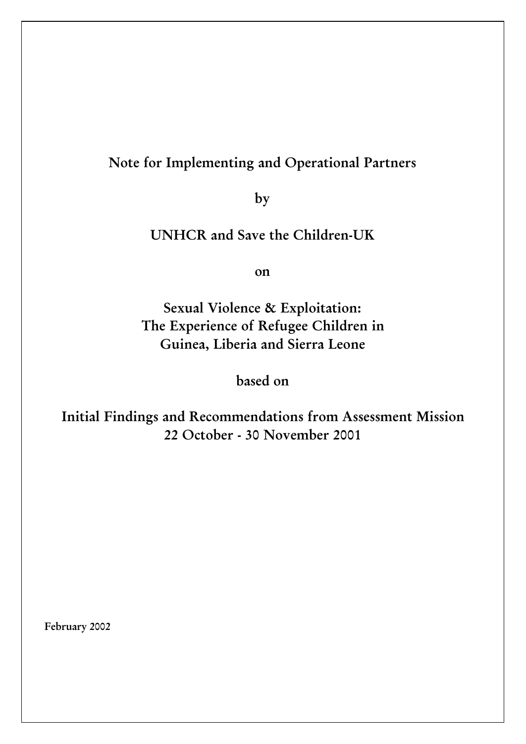# Note for Implementing and Operational Partners

by

## UNHCR and Save the Children-UK

on

## Sexual Violence & Exploitation: The Experience of Refugee Children in Guinea, Liberia and Sierra Leone

based on

## Initial Findings and Recommendations from Assessment Mission 22 October - 30 November 2001

February 2002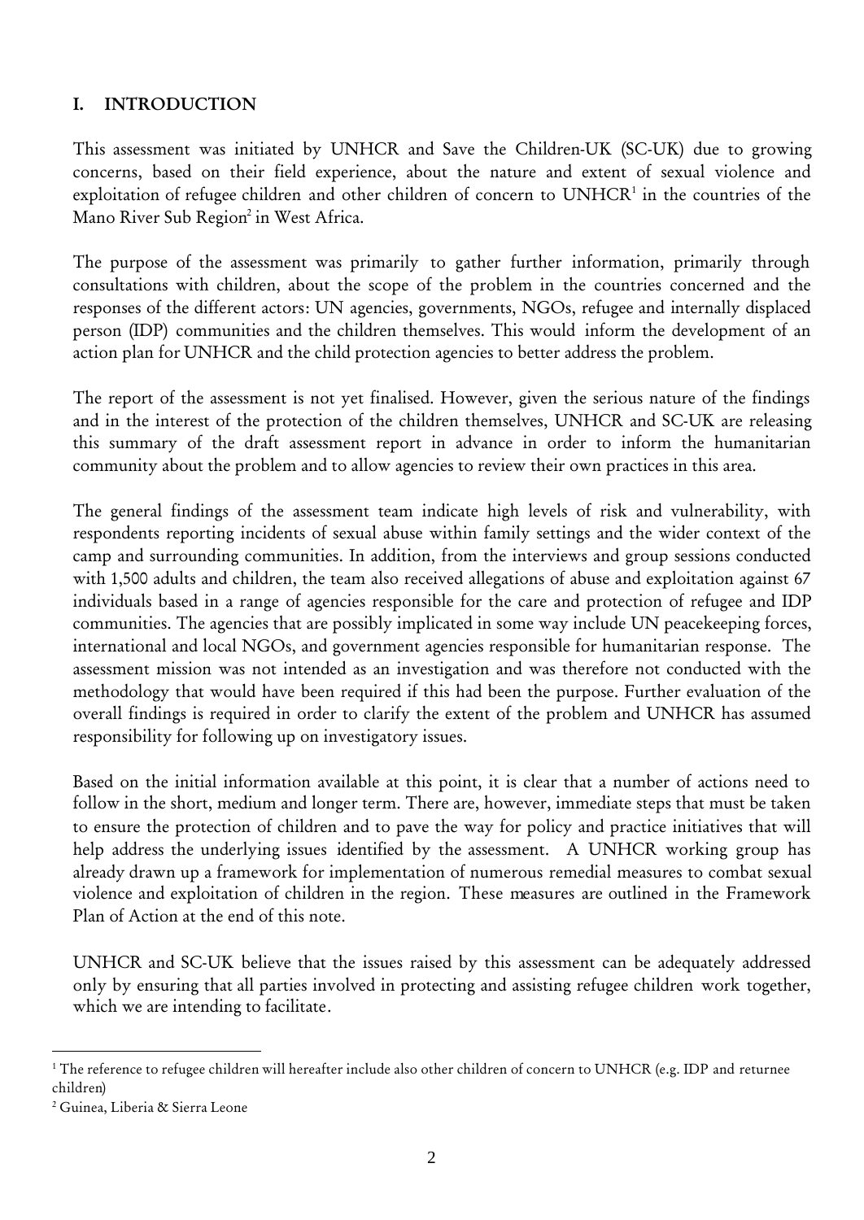## I. INTRODUCTION

This assessment was initiated by UNHCR and Save the Children-UK (SC-UK) due to growing concerns, based on their field experience, about the nature and extent of sexual violence and exploitation of refugee children and other children of concern to UNHCR[1] in the countries of the Mano River Sub Region[2] in West Africa.

The purpose of the assessment was primarily to gather further information, primarily through consultations with children, about the scope of the problem in the countries concerned and the responses of the different actors: UN agencies, governments, NGOs, refugee and internally displaced person (IDP) communities and the children themselves. This would inform the development of an action plan for UNHCR and the child protection agencies to better address the problem.

The report of the assessment is not yet finalised. However, given the serious nature of the findings and in the interest of the protection of the children themselves, UNHCR and SC-UK are releasing this summary of the draft assessment report in advance in order to inform the humanitarian community about the problem and to allow agencies to review their own practices in this area.

The general findings of the assessment team indicate high levels of risk and vulnerability, with respondents reporting incidents of sexual abuse within family settings and the wider context of the camp and surrounding communities. In addition, from the interviews and group sessions conducted with 1,500 adults and children, the team also received allegations of abuse and exploitation against 67 individuals based in a range of agencies responsible for the care and protection of refugee and IDP communities. The agencies that are possibly implicated in some way include UN peacekeeping forces, international and local NGOs, and government agencies responsible for humanitarian response. The assessment mission was not intended as an investigation and was therefore not conducted with the methodology that would have been required if this had been the purpose. Further evaluation of the overall findings is required in order to clarify the extent of the problem and UNHCR has assumed responsibility for following up on investigatory issues.

Based on the initial information available at this point, it is clear that a number of actions need to follow in the short, medium and longer term. There are, however, immediate steps that must be taken to ensure the protection of children and to pave the way for policy and practice initiatives that will help address the underlying issues identified by the assessment. A UNHCR working group has already drawn up a framework for implementation of numerous remedial measures to combat sexual violence and exploitation of children in the region. These measures are outlined in the Framework Plan of Action at the end of this note.

UNHCR and SC-UK believe that the issues raised by this assessment can be adequately addressed only by ensuring that all parties involved in protecting and assisting refugee children work together, which we are intending to facilitate.

---

[1] The reference to refugee children will hereafter include also other children of concern to UNHCR (e.g. IDP and returnee children)

[2] Guinea, Liberia & Sierra Leone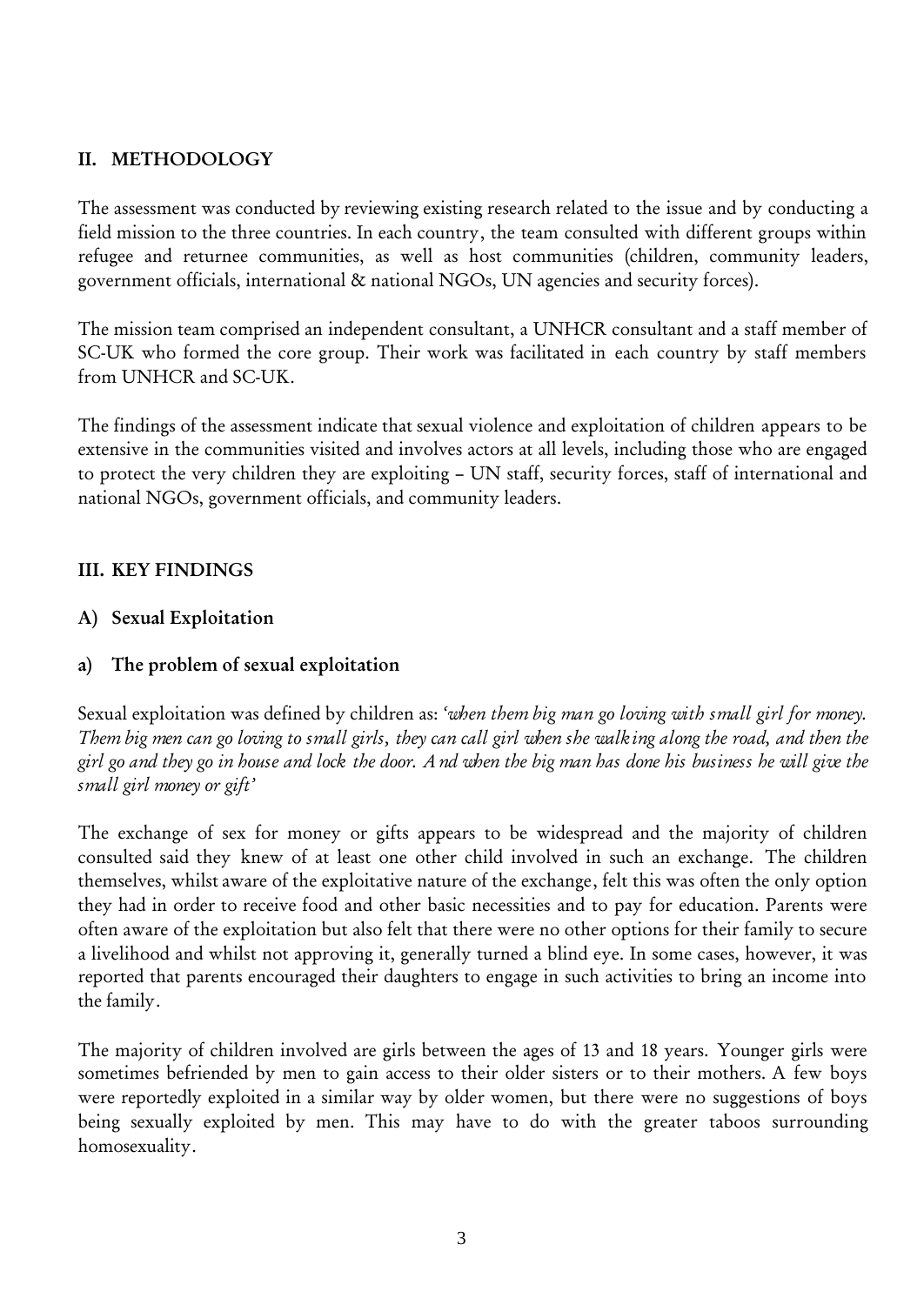## II. METHODOLOGY

The assessment was conducted by reviewing existing research related to the issue and by conducting a field mission to the three countries. In each country, the team consulted with different groups within refugee and returnee communities, as well as host communities (children, community leaders, government officials, international & national NGOs, UN agencies and security forces).

The mission team comprised an independent consultant, a UNHCR consultant and a staff member of SC-UK who formed the core group. Their work was facilitated in each country by staff members from UNHCR and SC-UK.

The findings of the assessment indicate that sexual violence and exploitation of children appears to be extensive in the communities visited and involves actors at all levels, including those who are engaged to protect the very children they are exploiting – UN staff, security forces, staff of international and national NGOs, government officials, and community leaders.

## III. KEY FINDINGS

### A) Sexual Exploitation

#### a) The problem of sexual exploitation

Sexual exploitation was defined by children as: *'when them big man go loving with small girl for money. Them big men can go loving to small girls, they can call girl when she walking along the road, and then the girl go and they go in house and lock the door. And when the big man has done his business he will give the small girl money or gift'*

The exchange of sex for money or gifts appears to be widespread and the majority of children consulted said they knew of at least one other child involved in such an exchange. The children themselves, whilst aware of the exploitative nature of the exchange, felt this was often the only option they had in order to receive food and other basic necessities and to pay for education. Parents were often aware of the exploitation but also felt that there were no other options for their family to secure a livelihood and whilst not approving it, generally turned a blind eye. In some cases, however, it was reported that parents encouraged their daughters to engage in such activities to bring an income into the family.

The majority of children involved are girls between the ages of 13 and 18 years. Younger girls were sometimes befriended by men to gain access to their older sisters or to their mothers. A few boys were reportedly exploited in a similar way by older women, but there were no suggestions of boys being sexually exploited by men. This may have to do with the greater taboos surrounding homosexuality.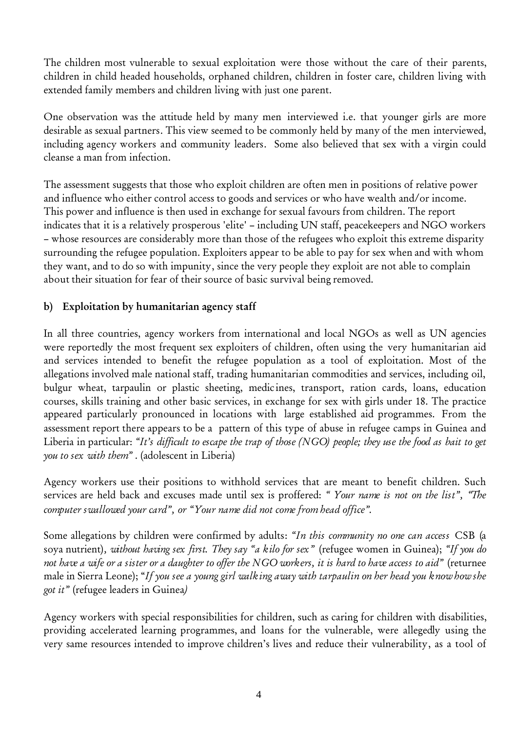The children most vulnerable to sexual exploitation were those without the care of their parents, children in child headed households, orphaned children, children in foster care, children living with extended family members and children living with just one parent.

One observation was the attitude held by many men interviewed i.e. that younger girls are more desirable as sexual partners. This view seemed to be commonly held by many of the men interviewed, including agency workers and community leaders. Some also believed that sex with a virgin could cleanse a man from infection.

The assessment suggests that those who exploit children are often men in positions of relative power and influence who either control access to goods and services or who have wealth and/or income. This power and influence is then used in exchange for sexual favours from children. The report indicates that it is a relatively prosperous 'elite' – including UN staff, peacekeepers and NGO workers – whose resources are considerably more than those of the refugees who exploit this extreme disparity surrounding the refugee population. Exploiters appear to be able to pay for sex when and with whom they want, and to do so with impunity, since the very people they exploit are not able to complain about their situation for fear of their source of basic survival being removed.

### b) Exploitation by humanitarian agency staff

In all three countries, agency workers from international and local NGOs as well as UN agencies were reportedly the most frequent sex exploiters of children, often using the very humanitarian aid and services intended to benefit the refugee population as a tool of exploitation. Most of the allegations involved male national staff, trading humanitarian commodities and services, including oil, bulgur wheat, tarpaulin or plastic sheeting, medicines, transport, ration cards, loans, education courses, skills training and other basic services, in exchange for sex with girls under 18. The practice appeared particularly pronounced in locations with large established aid programmes. From the assessment report there appears to be a pattern of this type of abuse in refugee camps in Guinea and Liberia in particular: *"It's difficult to escape the trap of those (NGO) people; they use the food as bait to get you to sex with them"*. (adolescent in Liberia)

Agency workers use their positions to withhold services that are meant to benefit children. Such services are held back and excuses made until sex is proffered: *" Your name is not on the list", "The computer swallowed your card", or "Your name did not come from head office".*

Some allegations by children were confirmed by adults: *"In this community no one can access* CSB (a soya nutrient), *without having sex first. They say "a kilo for sex"* (refugee women in Guinea); *"If you do not have a wife or a sister or a daughter to offer the NGO workers, it is hard to have access to aid"* (returnee male in Sierra Leone); *"If you see a young girl walking away with tarpaulin on her head you know how she got it"* (refugee leaders in Guinea)

Agency workers with special responsibilities for children, such as caring for children with disabilities, providing accelerated learning programmes, and loans for the vulnerable, were allegedly using the very same resources intended to improve children's lives and reduce their vulnerability, as a tool of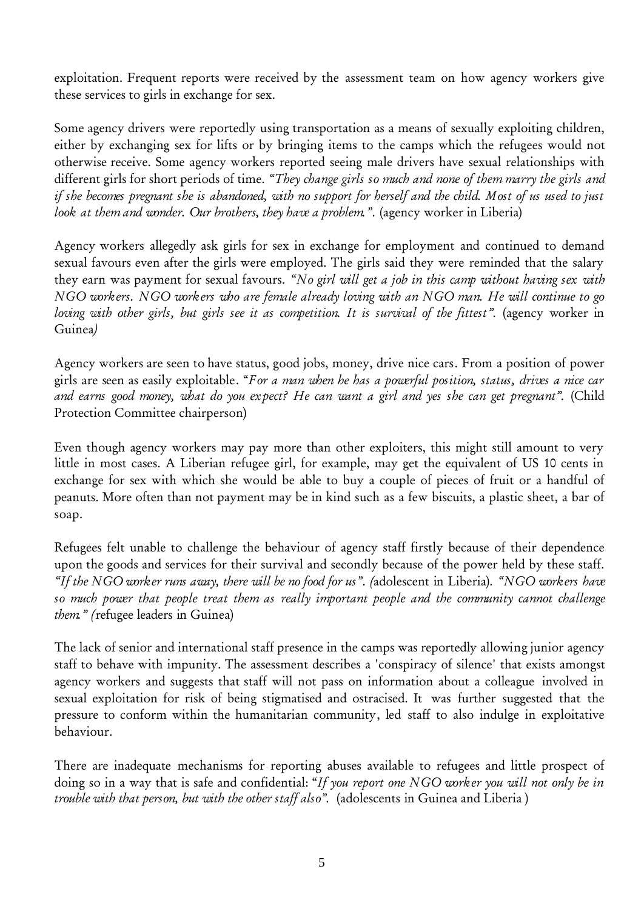exploitation. Frequent reports were received by the assessment team on how agency workers give these services to girls in exchange for sex.

Some agency drivers were reportedly using transportation as a means of sexually exploiting children, either by exchanging sex for lifts or by bringing items to the camps which the refugees would not otherwise receive. Some agency workers reported seeing male drivers have sexual relationships with different girls for short periods of time. *"They change girls so much and none of them marry the girls and if she becomes pregnant she is abandoned, with no support for herself and the child. Most of us used to just look at them and wonder. Our brothers, they have a problem."*. (agency worker in Liberia)

Agency workers allegedly ask girls for sex in exchange for employment and continued to demand sexual favours even after the girls were employed. The girls said they were reminded that the salary they earn was payment for sexual favours. *"No girl will get a job in this camp without having sex with NGO workers. NGO workers who are female already loving with an NGO man. He will continue to go loving with other girls, but girls see it as competition. It is survival of the fittest"*. (agency worker in Guinea*)*

Agency workers are seen to have status, good jobs, money, drive nice cars. From a position of power girls are seen as easily exploitable. "*For a man when he has a powerful position, status, drives a nice car and earns good money, what do you expect? He can want a girl and yes she can get pregnant*". (Child Protection Committee chairperson)

Even though agency workers may pay more than other exploiters, this might still amount to very little in most cases. A Liberian refugee girl, for example, may get the equivalent of US 10 cents in exchange for sex with which she would be able to buy a couple of pieces of fruit or a handful of peanuts. More often than not payment may be in kind such as a few biscuits, a plastic sheet, a bar of soap.

Refugees felt unable to challenge the behaviour of agency staff firstly because of their dependence upon the goods and services for their survival and secondly because of the power held by these staff. *"If the NGO worker runs away, there will be no food for us". (*adolescent in Liberia). *"NGO workers have so much power that people treat them as really important people and the community cannot challenge them." (*refugee leaders in Guinea)

The lack of senior and international staff presence in the camps was reportedly allowing junior agency staff to behave with impunity. The assessment describes a 'conspiracy of silence' that exists amongst agency workers and suggests that staff will not pass on information about a colleague involved in sexual exploitation for risk of being stigmatised and ostracised. It was further suggested that the pressure to conform within the humanitarian community, led staff to also indulge in exploitative behaviour.

There are inadequate mechanisms for reporting abuses available to refugees and little prospect of doing so in a way that is safe and confidential: "*If you report one NGO worker you will not only be in trouble with that person, but with the other staff also*". (adolescents in Guinea and Liberia )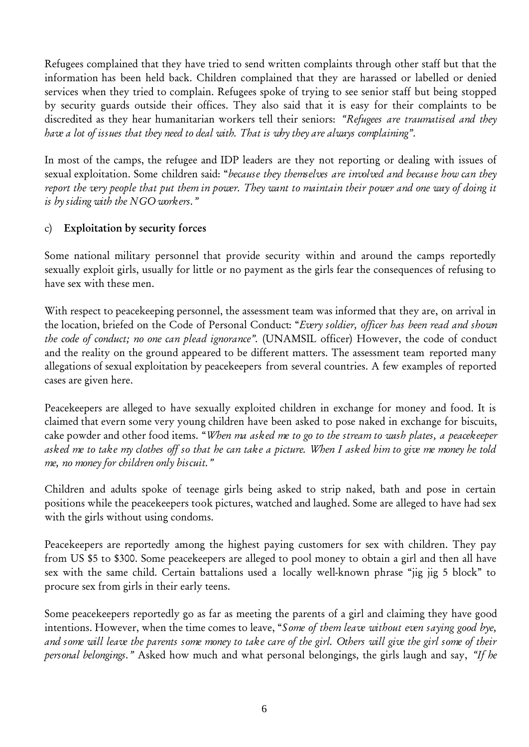Refugees complained that they have tried to send written complaints through other staff but that the information has been held back. Children complained that they are harassed or labelled or denied services when they tried to complain. Refugees spoke of trying to see senior staff but being stopped by security guards outside their offices. They also said that it is easy for their complaints to be discredited as they hear humanitarian workers tell their seniors: *"Refugees are traumatised and they have a lot of issues that they need to deal with. That is why they are always complaining".*

In most of the camps, the refugee and IDP leaders are they not reporting or dealing with issues of sexual exploitation. Some children said: "*because they themselves are involved and because how can they report the very people that put them in power. They want to maintain their power and one way of doing it is by siding with the NGO workers.*"

c) **Exploitation by security forces**

Some national military personnel that provide security within and around the camps reportedly sexually exploit girls, usually for little or no payment as the girls fear the consequences of refusing to have sex with these men.

With respect to peacekeeping personnel, the assessment team was informed that they are, on arrival in the location, briefed on the Code of Personal Conduct: "*Every soldier, officer has been read and shown the code of conduct; no one can plead ignorance".* (UNAMSIL officer) However, the code of conduct and the reality on the ground appeared to be different matters. The assessment team reported many allegations of sexual exploitation by peacekeepers from several countries. A few examples of reported cases are given here.

Peacekeepers are alleged to have sexually exploited children in exchange for money and food. It is claimed that evern some very young children have been asked to pose naked in exchange for biscuits, cake powder and other food items. "*When ma asked me to go to the stream to wash plates, a peacekeeper asked me to take my clothes off so that he can take a picture. When I asked him to give me money he told me, no money for children only biscuit.*"

Children and adults spoke of teenage girls being asked to strip naked, bath and pose in certain positions while the peacekeepers took pictures, watched and laughed. Some are alleged to have had sex with the girls without using condoms.

Peacekeepers are reportedly among the highest paying customers for sex with children. They pay from US $5 to $300. Some peacekeepers are alleged to pool money to obtain a girl and then all have sex with the same child. Certain battalions used a locally well-known phrase "jig jig 5 block" to procure sex from girls in their early teens.

Some peacekeepers reportedly go as far as meeting the parents of a girl and claiming they have good intentions. However, when the time comes to leave, "*Some of them leave without even saying good bye, and some will leave the parents some money to take care of the girl. Others will give the girl some of their personal belongings.*" Asked how much and what personal belongings, the girls laugh and say, *"If he*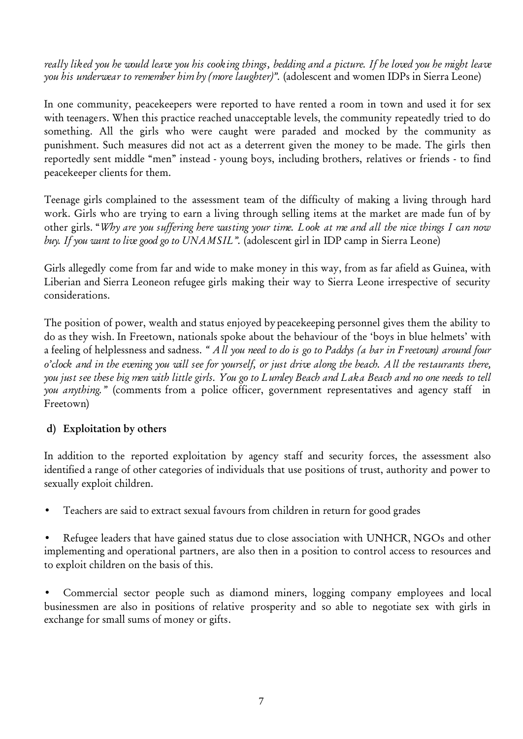*really liked you he would leave you his cooking things, bedding and a picture. If he loved you he might leave you his underwear to remember him by (more laughter)".* (adolescent and women IDPs in Sierra Leone)

In one community, peacekeepers were reported to have rented a room in town and used it for sex with teenagers. When this practice reached unacceptable levels, the community repeatedly tried to do something. All the girls who were caught were paraded and mocked by the community as punishment. Such measures did not act as a deterrent given the money to be made. The girls then reportedly sent middle "men" instead - young boys, including brothers, relatives or friends - to find peacekeeper clients for them.

Teenage girls complained to the assessment team of the difficulty of making a living through hard work. Girls who are trying to earn a living through selling items at the market are made fun of by other girls. "*Why are you suffering here wasting your time. Look at me and all the nice things I can now buy. If you want to live good go to UNAMSIL".* (adolescent girl in IDP camp in Sierra Leone)

Girls allegedly come from far and wide to make money in this way, from as far afield as Guinea, with Liberian and Sierra Leoneon refugee girls making their way to Sierra Leone irrespective of security considerations.

The position of power, wealth and status enjoyed by peacekeeping personnel gives them the ability to do as they wish. In Freetown, nationals spoke about the behaviour of the 'boys in blue helmets' with a feeling of helplessness and sadness. *" All you need to do is go to Paddys (a bar in Freetown) around four o'clock and in the evening you will see for yourself, or just drive along the beach. All the restaurants there, you just see these big men with little girls. You go to Lumley Beach and Laka Beach and no one needs to tell you anything."* (comments from a police officer, government representatives and agency staff in Freetown)

### d) Exploitation by others

In addition to the reported exploitation by agency staff and security forces, the assessment also identified a range of other categories of individuals that use positions of trust, authority and power to sexually exploit children.

- Teachers are said to extract sexual favours from children in return for good grades
- Refugee leaders that have gained status due to close association with UNHCR, NGOs and other implementing and operational partners, are also then in a position to control access to resources and to exploit children on the basis of this.
- Commercial sector people such as diamond miners, logging company employees and local businessmen are also in positions of relative prosperity and so able to negotiate sex with girls in exchange for small sums of money or gifts.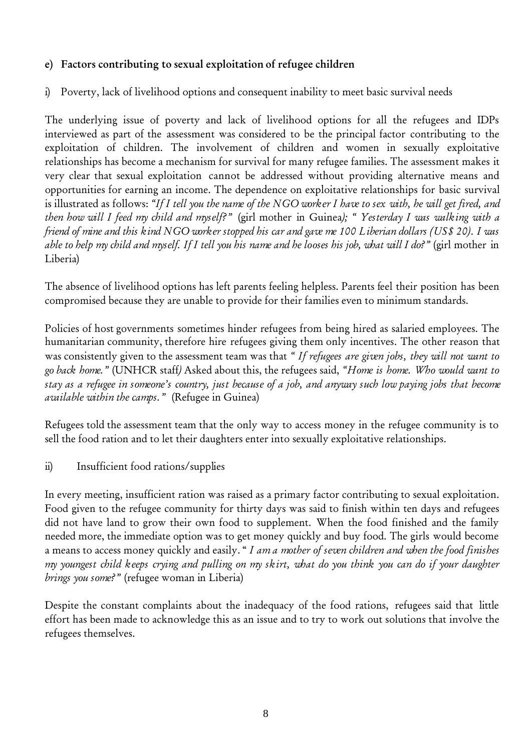### e) Factors contributing to sexual exploitation of refugee children

i) Poverty, lack of livelihood options and consequent inability to meet basic survival needs

The underlying issue of poverty and lack of livelihood options for all the refugees and IDPs interviewed as part of the assessment was considered to be the principal factor contributing to the exploitation of children. The involvement of children and women in sexually exploitative relationships has become a mechanism for survival for many refugee families. The assessment makes it very clear that sexual exploitation cannot be addressed without providing alternative means and opportunities for earning an income. The dependence on exploitative relationships for basic survival is illustrated as follows: *"If I tell you the name of the NGO worker I have to sex with, he will get fired, and then how will I feed my child and myself?"* (girl mother in Guinea*); " Yesterday I was walking with a friend of mine and this kind NGO worker stopped his car and gave me 100 Liberian dollars (US$ 20). I was able to help my child and myself. If I tell you his name and he looses his job, what will I do?"* (girl mother in Liberia)

The absence of livelihood options has left parents feeling helpless. Parents feel their position has been compromised because they are unable to provide for their families even to minimum standards.

Policies of host governments sometimes hinder refugees from being hired as salaried employees. The humanitarian community, therefore hire refugees giving them only incentives. The other reason that was consistently given to the assessment team was that *" If refugees are given jobs, they will not want to go back home."* (UNHCR staff*)* Asked about this, the refugees said, *"Home is home. Who would want to stay as a refugee in someone's country, just because of a job, and anyway such low paying jobs that become available within the camps."* (Refugee in Guinea)

Refugees told the assessment team that the only way to access money in the refugee community is to sell the food ration and to let their daughters enter into sexually exploitative relationships.

ii) Insufficient food rations/supplies

In every meeting, insufficient ration was raised as a primary factor contributing to sexual exploitation. Food given to the refugee community for thirty days was said to finish within ten days and refugees did not have land to grow their own food to supplement. When the food finished and the family needed more, the immediate option was to get money quickly and buy food. The girls would become a means to access money quickly and easily. " *I am a mother of seven children and when the food finishes my youngest child keeps crying and pulling on my skirt, what do you think you can do if your daughter brings you some?"* (refugee woman in Liberia)

Despite the constant complaints about the inadequacy of the food rations, refugees said that little effort has been made to acknowledge this as an issue and to try to work out solutions that involve the refugees themselves.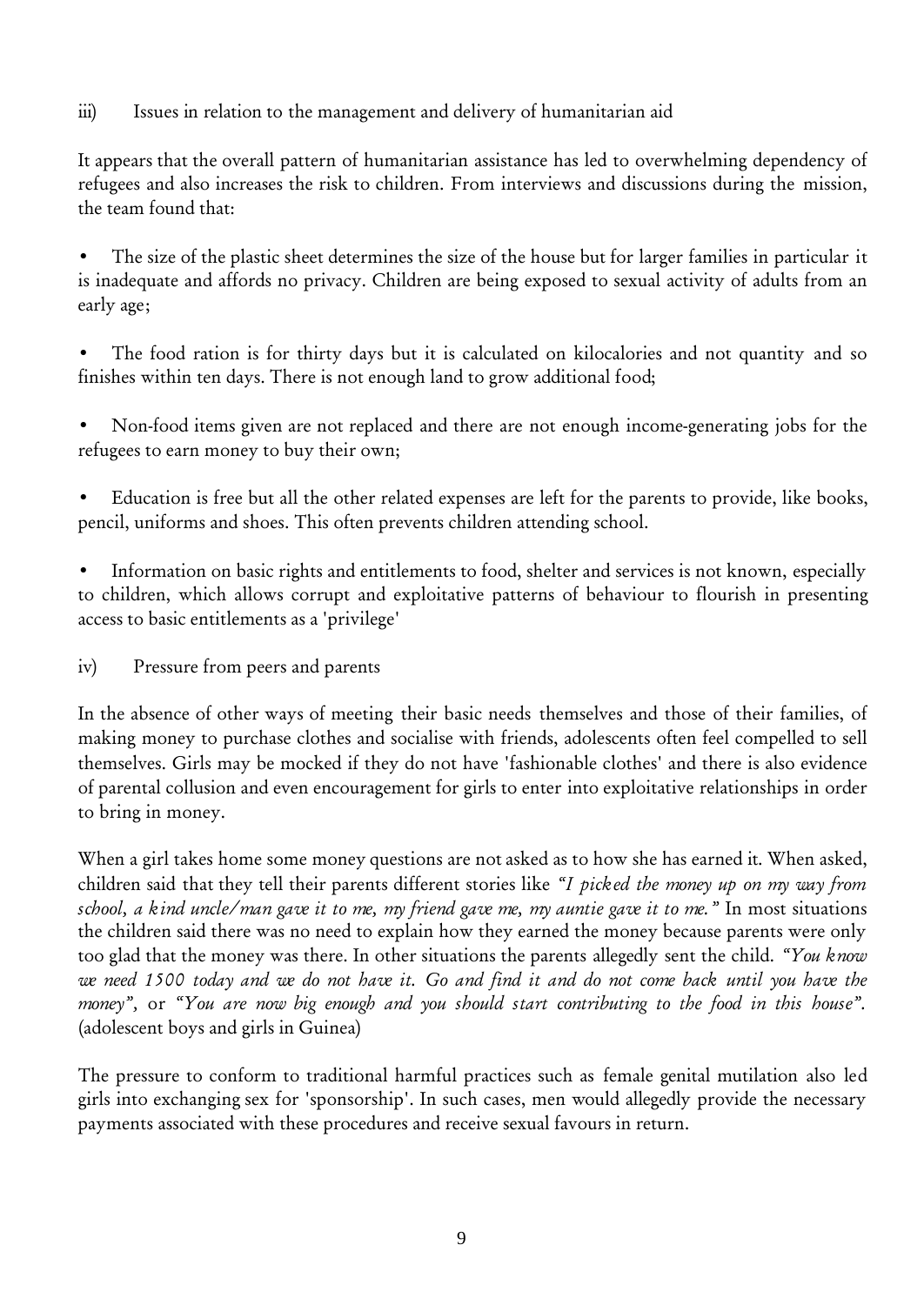iii) Issues in relation to the management and delivery of humanitarian aid

It appears that the overall pattern of humanitarian assistance has led to overwhelming dependency of refugees and also increases the risk to children. From interviews and discussions during the mission, the team found that:

- The size of the plastic sheet determines the size of the house but for larger families in particular it is inadequate and affords no privacy. Children are being exposed to sexual activity of adults from an early age;
- The food ration is for thirty days but it is calculated on kilocalories and not quantity and so finishes within ten days. There is not enough land to grow additional food;
- Non-food items given are not replaced and there are not enough income-generating jobs for the refugees to earn money to buy their own;
- Education is free but all the other related expenses are left for the parents to provide, like books, pencil, uniforms and shoes. This often prevents children attending school.
- Information on basic rights and entitlements to food, shelter and services is not known, especially to children, which allows corrupt and exploitative patterns of behaviour to flourish in presenting access to basic entitlements as a 'privilege'

iv) Pressure from peers and parents

In the absence of other ways of meeting their basic needs themselves and those of their families, of making money to purchase clothes and socialise with friends, adolescents often feel compelled to sell themselves. Girls may be mocked if they do not have 'fashionable clothes' and there is also evidence of parental collusion and even encouragement for girls to enter into exploitative relationships in order to bring in money.

When a girl takes home some money questions are not asked as to how she has earned it. When asked, children said that they tell their parents different stories like *"I picked the money up on my way from school, a kind uncle/man gave it to me, my friend gave me, my auntie gave it to me."* In most situations the children said there was no need to explain how they earned the money because parents were only too glad that the money was there. In other situations the parents allegedly sent the child. *"You know we need 1500 today and we do not have it. Go and find it and do not come back until you have the money"*, or *"You are now big enough and you should start contributing to the food in this house".* (adolescent boys and girls in Guinea)

The pressure to conform to traditional harmful practices such as female genital mutilation also led girls into exchanging sex for 'sponsorship'. In such cases, men would allegedly provide the necessary payments associated with these procedures and receive sexual favours in return.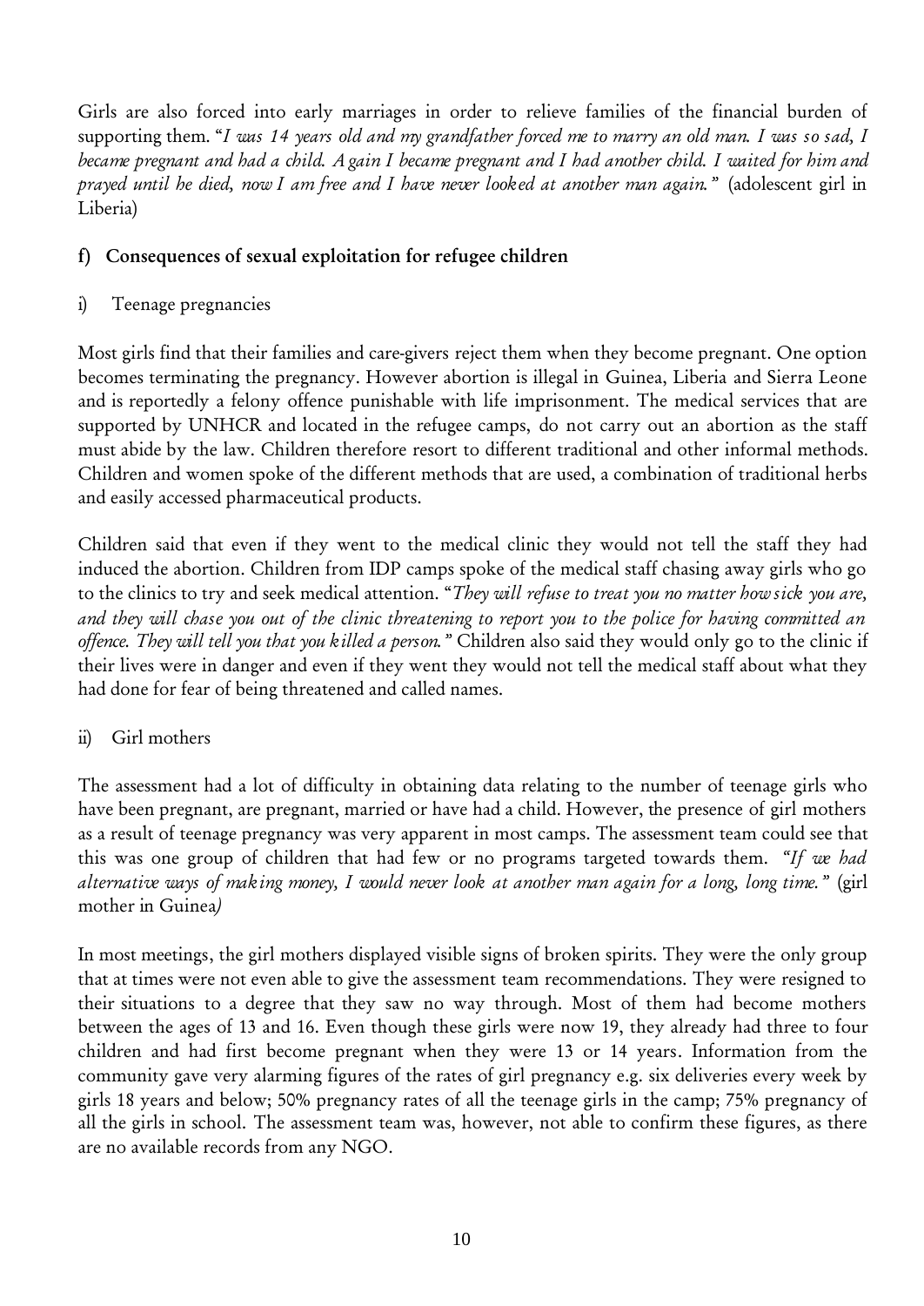Girls are also forced into early marriages in order to relieve families of the financial burden of supporting them. "*I was 14 years old and my grandfather forced me to marry an old man. I was so sad, I became pregnant and had a child. Again I became pregnant and I had another child. I waited for him and prayed until he died, now I am free and I have never looked at another man again.*" (adolescent girl in Liberia)

### f) Consequences of sexual exploitation for refugee children

#### i) Teenage pregnancies

Most girls find that their families and care-givers reject them when they become pregnant. One option becomes terminating the pregnancy. However abortion is illegal in Guinea, Liberia and Sierra Leone and is reportedly a felony offence punishable with life imprisonment. The medical services that are supported by UNHCR and located in the refugee camps, do not carry out an abortion as the staff must abide by the law. Children therefore resort to different traditional and other informal methods. Children and women spoke of the different methods that are used, a combination of traditional herbs and easily accessed pharmaceutical products.

Children said that even if they went to the medical clinic they would not tell the staff they had induced the abortion. Children from IDP camps spoke of the medical staff chasing away girls who go to the clinics to try and seek medical attention. "*They will refuse to treat you no matter how sick you are, and they will chase you out of the clinic threatening to report you to the police for having committed an offence. They will tell you that you killed a person.*" Children also said they would only go to the clinic if their lives were in danger and even if they went they would not tell the medical staff about what they had done for fear of being threatened and called names.

#### ii) Girl mothers

The assessment had a lot of difficulty in obtaining data relating to the number of teenage girls who have been pregnant, are pregnant, married or have had a child. However, the presence of girl mothers as a result of teenage pregnancy was very apparent in most camps. The assessment team could see that this was one group of children that had few or no programs targeted towards them. "*If we had alternative ways of making money, I would never look at another man again for a long, long time.*" (girl mother in Guinea)

In most meetings, the girl mothers displayed visible signs of broken spirits. They were the only group that at times were not even able to give the assessment team recommendations. They were resigned to their situations to a degree that they saw no way through. Most of them had become mothers between the ages of 13 and 16. Even though these girls were now 19, they already had three to four children and had first become pregnant when they were 13 or 14 years. Information from the community gave very alarming figures of the rates of girl pregnancy e.g. six deliveries every week by girls 18 years and below; 50% pregnancy rates of all the teenage girls in the camp; 75% pregnancy of all the girls in school. The assessment team was, however, not able to confirm these figures, as there are no available records from any NGO.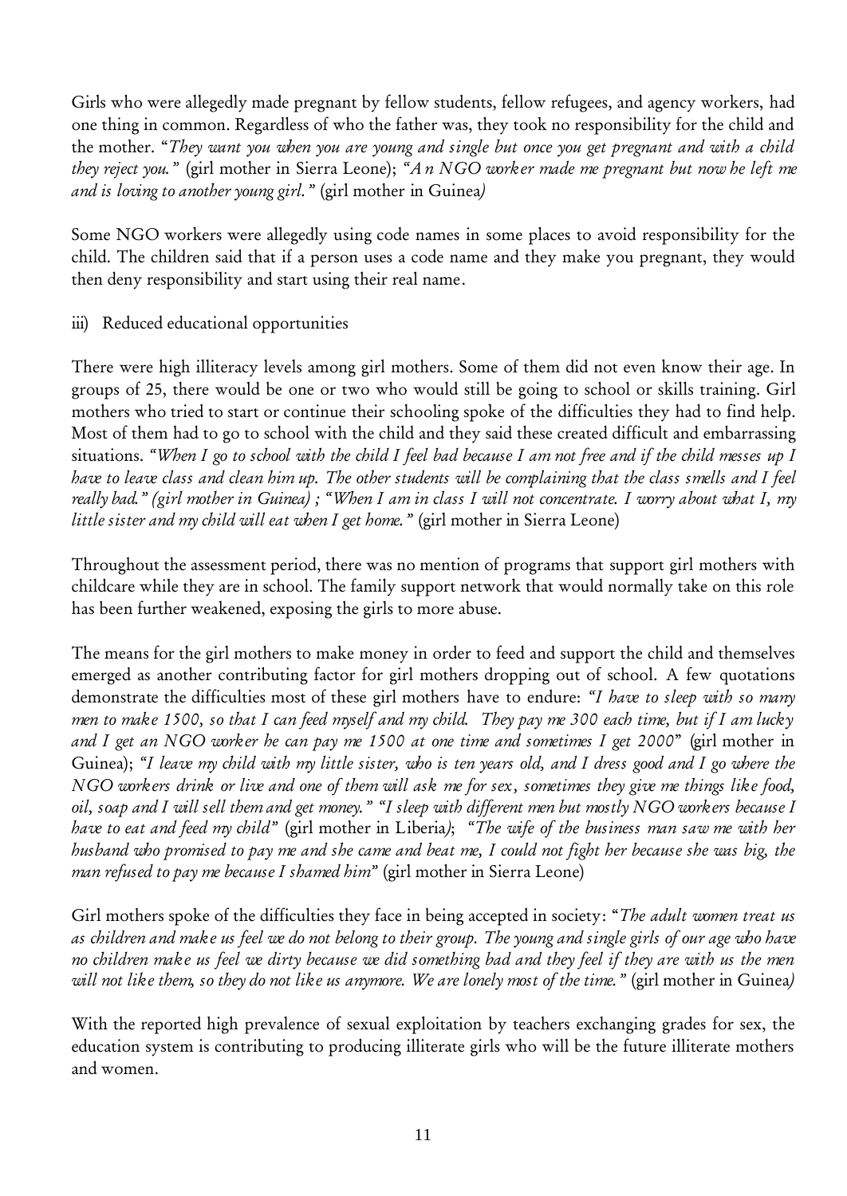Girls who were allegedly made pregnant by fellow students, fellow refugees, and agency workers, had one thing in common. Regardless of who the father was, they took no responsibility for the child and the mother. "*They want you when you are young and single but once you get pregnant and with a child they reject you.*" (girl mother in Sierra Leone); "*An NGO worker made me pregnant but now he left me and is loving to another young girl.*" (girl mother in Guinea*)*

Some NGO workers were allegedly using code names in some places to avoid responsibility for the child. The children said that if a person uses a code name and they make you pregnant, they would then deny responsibility and start using their real name.

iii) Reduced educational opportunities

There were high illiteracy levels among girl mothers. Some of them did not even know their age. In groups of 25, there would be one or two who would still be going to school or skills training. Girl mothers who tried to start or continue their schooling spoke of the difficulties they had to find help. Most of them had to go to school with the child and they said these created difficult and embarrassing situations. "*When I go to school with the child I feel bad because I am not free and if the child messes up I have to leave class and clean him up. The other students will be complaining that the class smells and I feel really bad." (girl mother in Guinea) ;* "*When I am in class I will not concentrate. I worry about what I, my little sister and my child will eat when I get home.*" (girl mother in Sierra Leone)

Throughout the assessment period, there was no mention of programs that support girl mothers with childcare while they are in school. The family support network that would normally take on this role has been further weakened, exposing the girls to more abuse.

The means for the girl mothers to make money in order to feed and support the child and themselves emerged as another contributing factor for girl mothers dropping out of school. A few quotations demonstrate the difficulties most of these girl mothers have to endure: "*I have to sleep with so many men to make 1500, so that I can feed myself and my child. They pay me 300 each time, but if I am lucky and I get an NGO worker he can pay me 1500 at one time and sometimes I get 2000*" (girl mother in Guinea); "*I leave my child with my little sister, who is ten years old, and I dress good and I go where the NGO workers drink or live and one of them will ask me for sex, sometimes they give me things like food, oil, soap and I will sell them and get money.*" "*I sleep with different men but mostly NGO workers because I have to eat and feed my child*" (girl mother in Liberia*)*; "*The wife of the business man saw me with her husband who promised to pay me and she came and beat me, I could not fight her because she was big, the man refused to pay me because I shamed him*" (girl mother in Sierra Leone)

Girl mothers spoke of the difficulties they face in being accepted in society: "*The adult women treat us as children and make us feel we do not belong to their group. The young and single girls of our age who have no children make us feel we dirty because we did something bad and they feel if they are with us the men will not like them, so they do not like us anymore. We are lonely most of the time.*" (girl mother in Guinea*)*

With the reported high prevalence of sexual exploitation by teachers exchanging grades for sex, the education system is contributing to producing illiterate girls who will be the future illiterate mothers and women.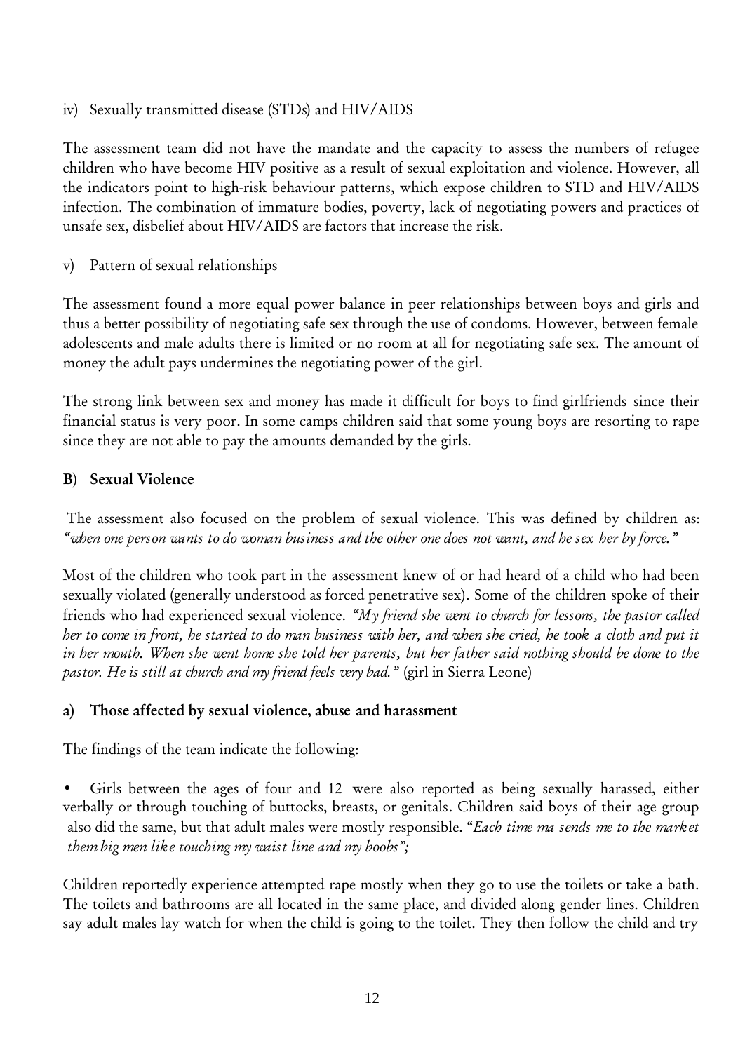iv) Sexually transmitted disease (STDs) and HIV/AIDS

The assessment team did not have the mandate and the capacity to assess the numbers of refugee children who have become HIV positive as a result of sexual exploitation and violence. However, all the indicators point to high-risk behaviour patterns, which expose children to STD and HIV/AIDS infection. The combination of immature bodies, poverty, lack of negotiating powers and practices of unsafe sex, disbelief about HIV/AIDS are factors that increase the risk.

v) Pattern of sexual relationships

The assessment found a more equal power balance in peer relationships between boys and girls and thus a better possibility of negotiating safe sex through the use of condoms. However, between female adolescents and male adults there is limited or no room at all for negotiating safe sex. The amount of money the adult pays undermines the negotiating power of the girl.

The strong link between sex and money has made it difficult for boys to find girlfriends since their financial status is very poor. In some camps children said that some young boys are resorting to rape since they are not able to pay the amounts demanded by the girls.

## B) Sexual Violence

The assessment also focused on the problem of sexual violence. This was defined by children as: *"when one person wants to do woman business and the other one does not want, and he sex her by force."*

Most of the children who took part in the assessment knew of or had heard of a child who had been sexually violated (generally understood as forced penetrative sex). Some of the children spoke of their friends who had experienced sexual violence. *"My friend she went to church for lessons, the pastor called her to come in front, he started to do man business with her, and when she cried, he took a cloth and put it in her mouth. When she went home she told her parents, but her father said nothing should be done to the pastor. He is still at church and my friend feels very bad."* (girl in Sierra Leone)

### a) Those affected by sexual violence, abuse and harassment

The findings of the team indicate the following:

- Girls between the ages of four and 12 were also reported as being sexually harassed, either verbally or through touching of buttocks, breasts, or genitals. Children said boys of their age group also did the same, but that adult males were mostly responsible. "*Each time ma sends me to the market them big men like touching my waist line and my boobs";*

Children reportedly experience attempted rape mostly when they go to use the toilets or take a bath. The toilets and bathrooms are all located in the same place, and divided along gender lines. Children say adult males lay watch for when the child is going to the toilet. They then follow the child and try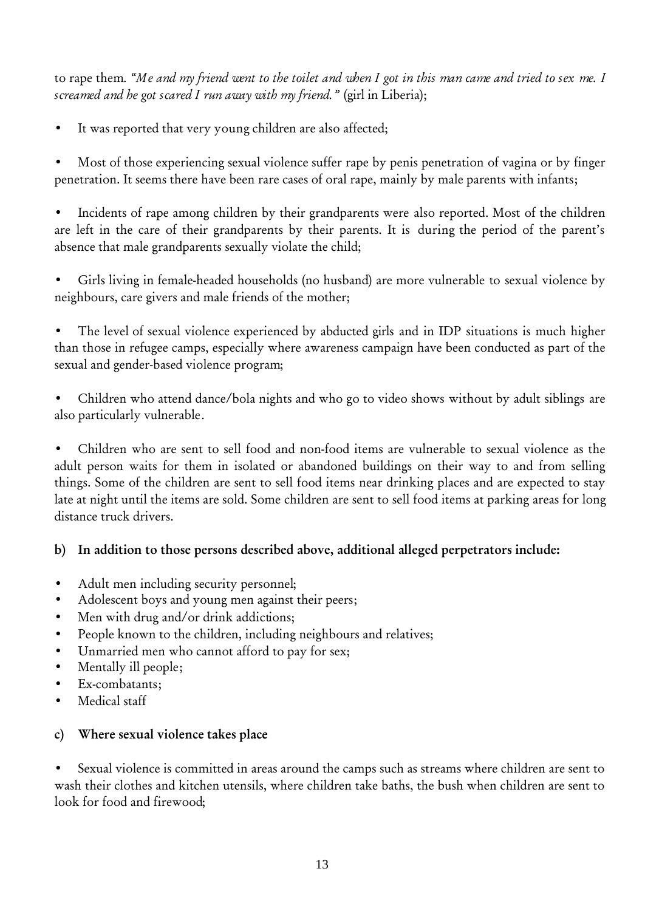to rape them. *"Me and my friend went to the toilet and when I got in this man came and tried to sex me. I screamed and he got scared I run away with my friend."* (girl in Liberia);

- It was reported that very young children are also affected;

- Most of those experiencing sexual violence suffer rape by penis penetration of vagina or by finger penetration. It seems there have been rare cases of oral rape, mainly by male parents with infants;

- Incidents of rape among children by their grandparents were also reported. Most of the children are left in the care of their grandparents by their parents. It is during the period of the parent's absence that male grandparents sexually violate the child;

- Girls living in female-headed households (no husband) are more vulnerable to sexual violence by neighbours, care givers and male friends of the mother;

- The level of sexual violence experienced by abducted girls and in IDP situations is much higher than those in refugee camps, especially where awareness campaign have been conducted as part of the sexual and gender-based violence program;

- Children who attend dance/bola nights and who go to video shows without by adult siblings are also particularly vulnerable.

- Children who are sent to sell food and non-food items are vulnerable to sexual violence as the adult person waits for them in isolated or abandoned buildings on their way to and from selling things. Some of the children are sent to sell food items near drinking places and are expected to stay late at night until the items are sold. Some children are sent to sell food items at parking areas for long distance truck drivers.

**b) In addition to those persons described above, additional alleged perpetrators include:**

- Adult men including security personnel;
- Adolescent boys and young men against their peers;
- Men with drug and/or drink addictions;
- People known to the children, including neighbours and relatives;
- Unmarried men who cannot afford to pay for sex;
- Mentally ill people;
- Ex-combatants;
- Medical staff

**c) Where sexual violence takes place**

- Sexual violence is committed in areas around the camps such as streams where children are sent to wash their clothes and kitchen utensils, where children take baths, the bush when children are sent to look for food and firewood;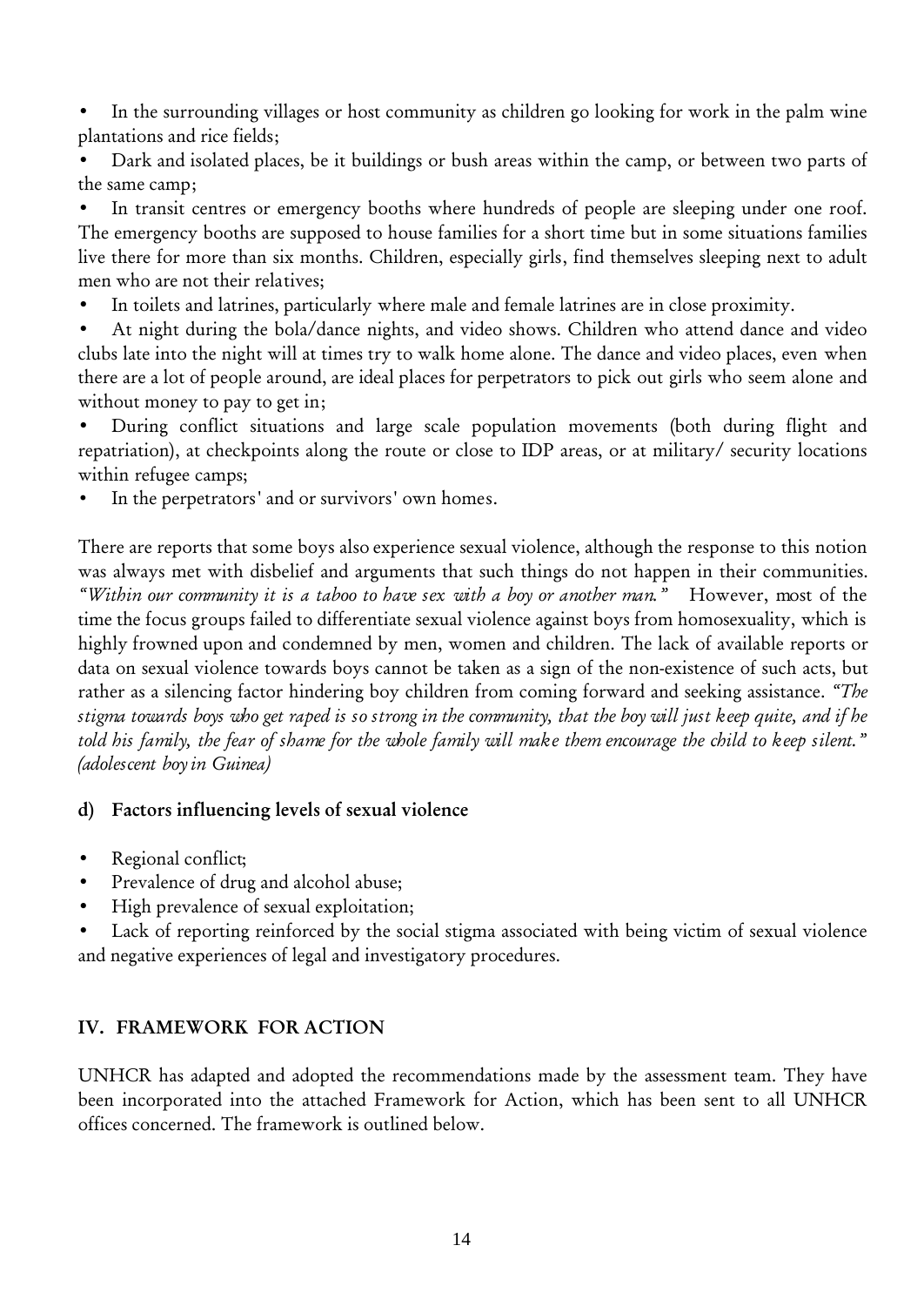- In the surrounding villages or host community as children go looking for work in the palm wine plantations and rice fields;
- Dark and isolated places, be it buildings or bush areas within the camp, or between two parts of the same camp;
- In transit centres or emergency booths where hundreds of people are sleeping under one roof. The emergency booths are supposed to house families for a short time but in some situations families live there for more than six months. Children, especially girls, find themselves sleeping next to adult men who are not their relatives;
- In toilets and latrines, particularly where male and female latrines are in close proximity.
- At night during the bola/dance nights, and video shows. Children who attend dance and video clubs late into the night will at times try to walk home alone. The dance and video places, even when there are a lot of people around, are ideal places for perpetrators to pick out girls who seem alone and without money to pay to get in;
- During conflict situations and large scale population movements (both during flight and repatriation), at checkpoints along the route or close to IDP areas, or at military/ security locations within refugee camps;
- In the perpetrators' and or survivors' own homes.

There are reports that some boys also experience sexual violence, although the response to this notion was always met with disbelief and arguments that such things do not happen in their communities. *"Within our community it is a taboo to have sex with a boy or another man."* However, most of the time the focus groups failed to differentiate sexual violence against boys from homosexuality, which is highly frowned upon and condemned by men, women and children. The lack of available reports or data on sexual violence towards boys cannot be taken as a sign of the non-existence of such acts, but rather as a silencing factor hindering boy children from coming forward and seeking assistance. *"The stigma towards boys who get raped is so strong in the community, that the boy will just keep quite, and if he told his family, the fear of shame for the whole family will make them encourage the child to keep silent." (adolescent boy in Guinea)*

### d) Factors influencing levels of sexual violence

- Regional conflict;
- Prevalence of drug and alcohol abuse;
- High prevalence of sexual exploitation;
- Lack of reporting reinforced by the social stigma associated with being victim of sexual violence and negative experiences of legal and investigatory procedures.

## IV. FRAMEWORK FOR ACTION

UNHCR has adapted and adopted the recommendations made by the assessment team. They have been incorporated into the attached Framework for Action, which has been sent to all UNHCR offices concerned. The framework is outlined below.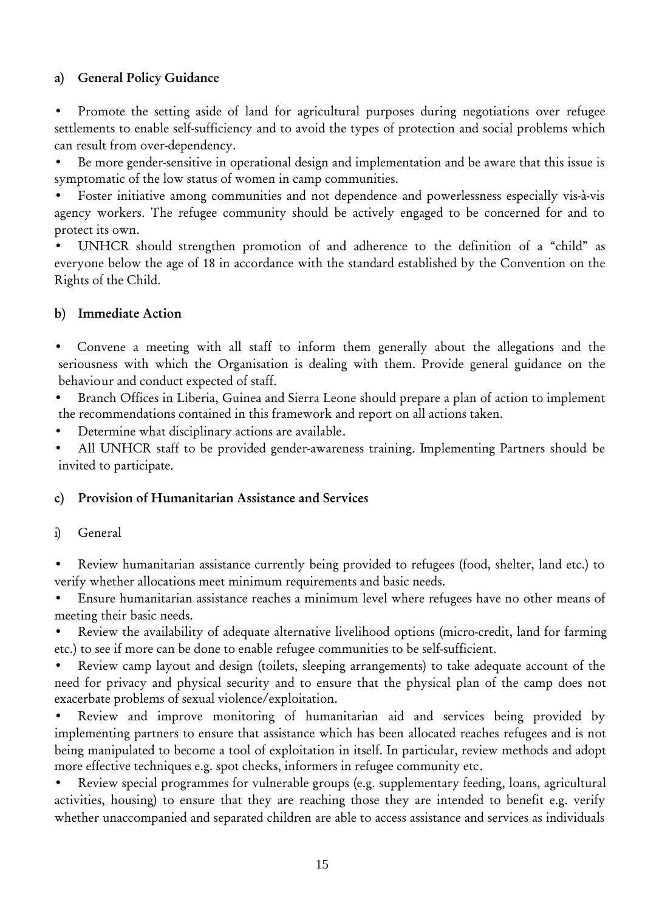#### a) General Policy Guidance

- Promote the setting aside of land for agricultural purposes during negotiations over refugee settlements to enable self-sufficiency and to avoid the types of protection and social problems which can result from over-dependency.
- Be more gender-sensitive in operational design and implementation and be aware that this issue is symptomatic of the low status of women in camp communities.
- Foster initiative among communities and not dependence and powerlessness especially vis-à-vis agency workers. The refugee community should be actively engaged to be concerned for and to protect its own.
- UNHCR should strengthen promotion of and adherence to the definition of a "child" as everyone below the age of 18 in accordance with the standard established by the Convention on the Rights of the Child.

#### b) Immediate Action

- Convene a meeting with all staff to inform them generally about the allegations and the seriousness with which the Organisation is dealing with them. Provide general guidance on the behaviour and conduct expected of staff.
- Branch Offices in Liberia, Guinea and Sierra Leone should prepare a plan of action to implement the recommendations contained in this framework and report on all actions taken.
- Determine what disciplinary actions are available.
- All UNHCR staff to be provided gender-awareness training. Implementing Partners should be invited to participate.

#### c) Provision of Humanitarian Assistance and Services

i) General

- Review humanitarian assistance currently being provided to refugees (food, shelter, land etc.) to verify whether allocations meet minimum requirements and basic needs.
- Ensure humanitarian assistance reaches a minimum level where refugees have no other means of meeting their basic needs.
- Review the availability of adequate alternative livelihood options (micro-credit, land for farming etc.) to see if more can be done to enable refugee communities to be self-sufficient.
- Review camp layout and design (toilets, sleeping arrangements) to take adequate account of the need for privacy and physical security and to ensure that the physical plan of the camp does not exacerbate problems of sexual violence/exploitation.
- Review and improve monitoring of humanitarian aid and services being provided by implementing partners to ensure that assistance which has been allocated reaches refugees and is not being manipulated to become a tool of exploitation in itself. In particular, review methods and adopt more effective techniques e.g. spot checks, informers in refugee community etc.
- Review special programmes for vulnerable groups (e.g. supplementary feeding, loans, agricultural activities, housing) to ensure that they are reaching those they are intended to benefit e.g. verify whether unaccompanied and separated children are able to access assistance and services as individuals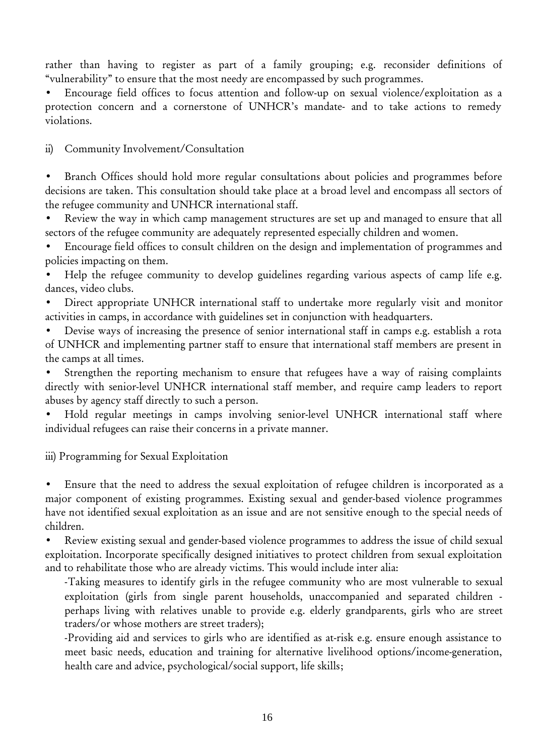rather than having to register as part of a family grouping; e.g. reconsider definitions of "vulnerability" to ensure that the most needy are encompassed by such programmes.

- Encourage field offices to focus attention and follow-up on sexual violence/exploitation as a protection concern and a cornerstone of UNHCR's mandate- and to take actions to remedy violations.

ii) Community Involvement/Consultation

- Branch Offices should hold more regular consultations about policies and programmes before decisions are taken. This consultation should take place at a broad level and encompass all sectors of the refugee community and UNHCR international staff.
- Review the way in which camp management structures are set up and managed to ensure that all sectors of the refugee community are adequately represented especially children and women.
- Encourage field offices to consult children on the design and implementation of programmes and policies impacting on them.
- Help the refugee community to develop guidelines regarding various aspects of camp life e.g. dances, video clubs.
- Direct appropriate UNHCR international staff to undertake more regularly visit and monitor activities in camps, in accordance with guidelines set in conjunction with headquarters.
- Devise ways of increasing the presence of senior international staff in camps e.g. establish a rota of UNHCR and implementing partner staff to ensure that international staff members are present in the camps at all times.
- Strengthen the reporting mechanism to ensure that refugees have a way of raising complaints directly with senior-level UNHCR international staff member, and require camp leaders to report abuses by agency staff directly to such a person.
- Hold regular meetings in camps involving senior-level UNHCR international staff where individual refugees can raise their concerns in a private manner.

iii) Programming for Sexual Exploitation

- Ensure that the need to address the sexual exploitation of refugee children is incorporated as a major component of existing programmes. Existing sexual and gender-based violence programmes have not identified sexual exploitation as an issue and are not sensitive enough to the special needs of children.
- Review existing sexual and gender-based violence programmes to address the issue of child sexual exploitation. Incorporate specifically designed initiatives to protect children from sexual exploitation and to rehabilitate those who are already victims. This would include inter alia:
  - -Taking measures to identify girls in the refugee community who are most vulnerable to sexual exploitation (girls from single parent households, unaccompanied and separated children - perhaps living with relatives unable to provide e.g. elderly grandparents, girls who are street traders/or whose mothers are street traders);
  - -Providing aid and services to girls who are identified as at-risk e.g. ensure enough assistance to meet basic needs, education and training for alternative livelihood options/income-generation, health care and advice, psychological/social support, life skills;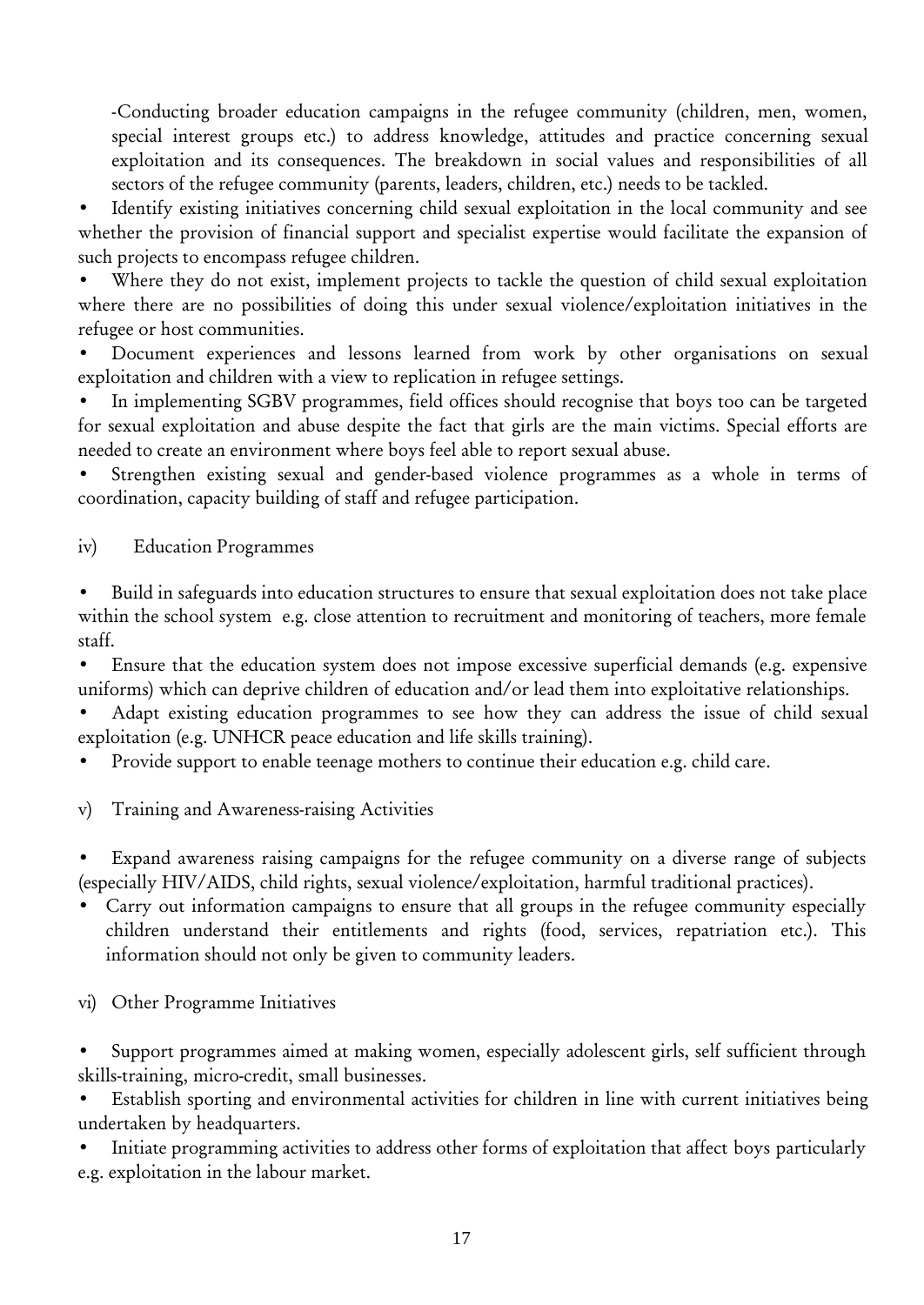-Conducting broader education campaigns in the refugee community (children, men, women, special interest groups etc.) to address knowledge, attitudes and practice concerning sexual exploitation and its consequences. The breakdown in social values and responsibilities of all sectors of the refugee community (parents, leaders, children, etc.) needs to be tackled.

- Identify existing initiatives concerning child sexual exploitation in the local community and see whether the provision of financial support and specialist expertise would facilitate the expansion of such projects to encompass refugee children.
- Where they do not exist, implement projects to tackle the question of child sexual exploitation where there are no possibilities of doing this under sexual violence/exploitation initiatives in the refugee or host communities.
- Document experiences and lessons learned from work by other organisations on sexual exploitation and children with a view to replication in refugee settings.
- In implementing SGBV programmes, field offices should recognise that boys too can be targeted for sexual exploitation and abuse despite the fact that girls are the main victims. Special efforts are needed to create an environment where boys feel able to report sexual abuse.
- Strengthen existing sexual and gender-based violence programmes as a whole in terms of coordination, capacity building of staff and refugee participation.

iv) Education Programmes

- Build in safeguards into education structures to ensure that sexual exploitation does not take place within the school system e.g. close attention to recruitment and monitoring of teachers, more female staff.
- Ensure that the education system does not impose excessive superficial demands (e.g. expensive uniforms) which can deprive children of education and/or lead them into exploitative relationships.
- Adapt existing education programmes to see how they can address the issue of child sexual exploitation (e.g. UNHCR peace education and life skills training).
- Provide support to enable teenage mothers to continue their education e.g. child care.

v) Training and Awareness-raising Activities

- Expand awareness raising campaigns for the refugee community on a diverse range of subjects (especially HIV/AIDS, child rights, sexual violence/exploitation, harmful traditional practices).
- Carry out information campaigns to ensure that all groups in the refugee community especially children understand their entitlements and rights (food, services, repatriation etc.). This information should not only be given to community leaders.

vi) Other Programme Initiatives

- Support programmes aimed at making women, especially adolescent girls, self sufficient through skills-training, micro-credit, small businesses.
- Establish sporting and environmental activities for children in line with current initiatives being undertaken by headquarters.
- Initiate programming activities to address other forms of exploitation that affect boys particularly e.g. exploitation in the labour market.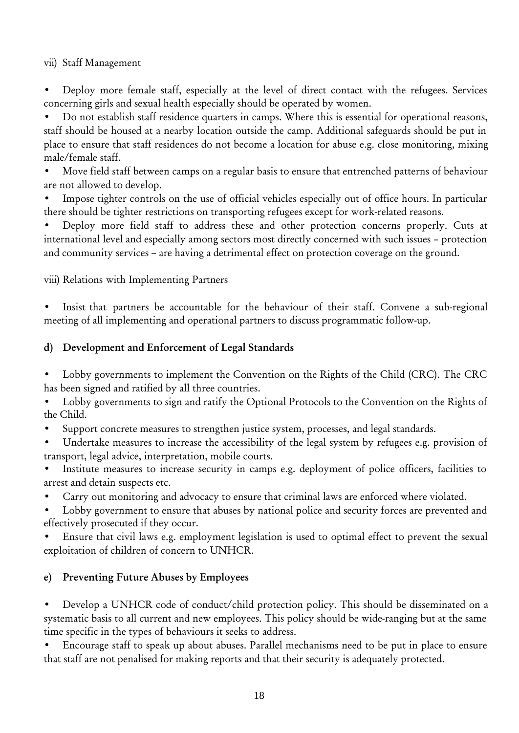vii) Staff Management

- Deploy more female staff, especially at the level of direct contact with the refugees. Services concerning girls and sexual health especially should be operated by women.
- Do not establish staff residence quarters in camps. Where this is essential for operational reasons, staff should be housed at a nearby location outside the camp. Additional safeguards should be put in place to ensure that staff residences do not become a location for abuse e.g. close monitoring, mixing male/female staff.
- Move field staff between camps on a regular basis to ensure that entrenched patterns of behaviour are not allowed to develop.
- Impose tighter controls on the use of official vehicles especially out of office hours. In particular there should be tighter restrictions on transporting refugees except for work-related reasons.
- Deploy more field staff to address these and other protection concerns properly. Cuts at international level and especially among sectors most directly concerned with such issues – protection and community services – are having a detrimental effect on protection coverage on the ground.

viii) Relations with Implementing Partners

- Insist that partners be accountable for the behaviour of their staff. Convene a sub-regional meeting of all implementing and operational partners to discuss programmatic follow-up.

### d) Development and Enforcement of Legal Standards

- Lobby governments to implement the Convention on the Rights of the Child (CRC). The CRC has been signed and ratified by all three countries.
- Lobby governments to sign and ratify the Optional Protocols to the Convention on the Rights of the Child.
- Support concrete measures to strengthen justice system, processes, and legal standards.
- Undertake measures to increase the accessibility of the legal system by refugees e.g. provision of transport, legal advice, interpretation, mobile courts.
- Institute measures to increase security in camps e.g. deployment of police officers, facilities to arrest and detain suspects etc.
- Carry out monitoring and advocacy to ensure that criminal laws are enforced where violated.
- Lobby government to ensure that abuses by national police and security forces are prevented and effectively prosecuted if they occur.
- Ensure that civil laws e.g. employment legislation is used to optimal effect to prevent the sexual exploitation of children of concern to UNHCR.

### e) Preventing Future Abuses by Employees

- Develop a UNHCR code of conduct/child protection policy. This should be disseminated on a systematic basis to all current and new employees. This policy should be wide-ranging but at the same time specific in the types of behaviours it seeks to address.
- Encourage staff to speak up about abuses. Parallel mechanisms need to be put in place to ensure that staff are not penalised for making reports and that their security is adequately protected.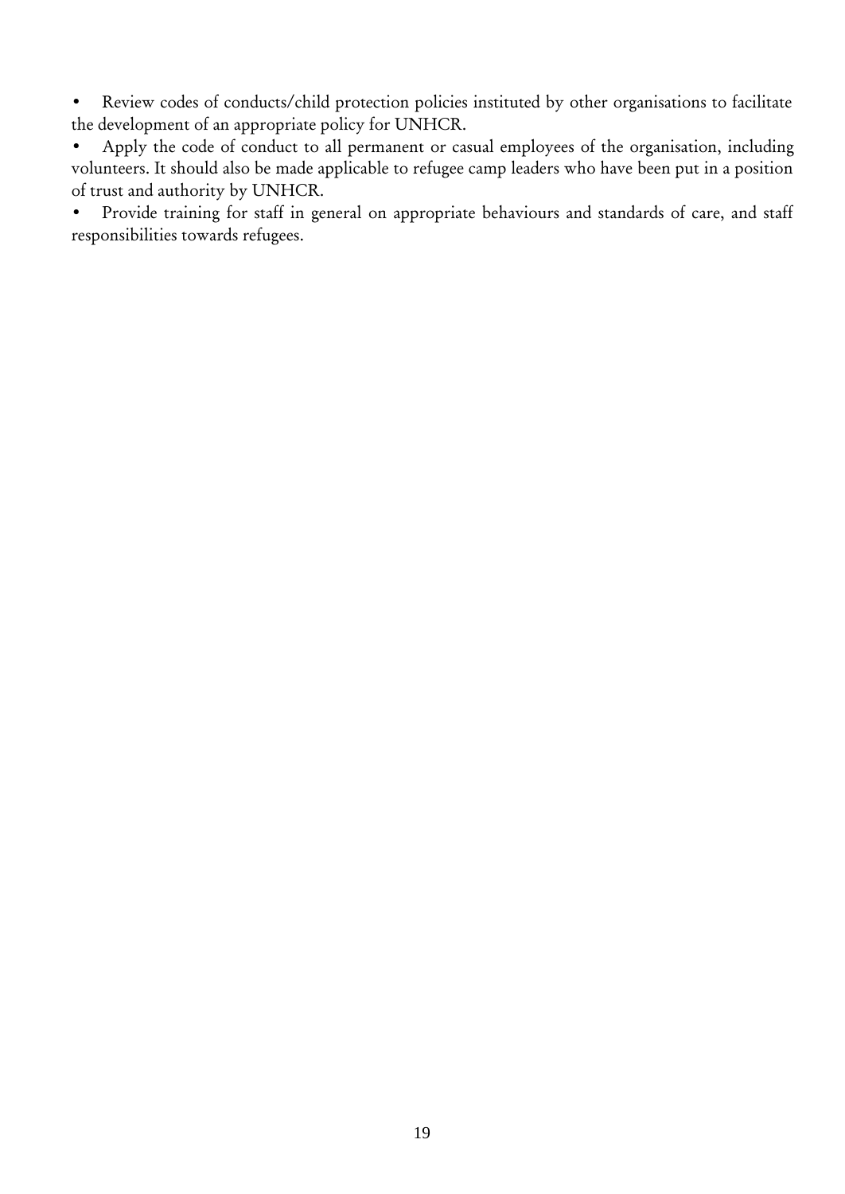- Review codes of conducts/child protection policies instituted by other organisations to facilitate the development of an appropriate policy for UNHCR.
- Apply the code of conduct to all permanent or casual employees of the organisation, including volunteers. It should also be made applicable to refugee camp leaders who have been put in a position of trust and authority by UNHCR.
- Provide training for staff in general on appropriate behaviours and standards of care, and staff responsibilities towards refugees.